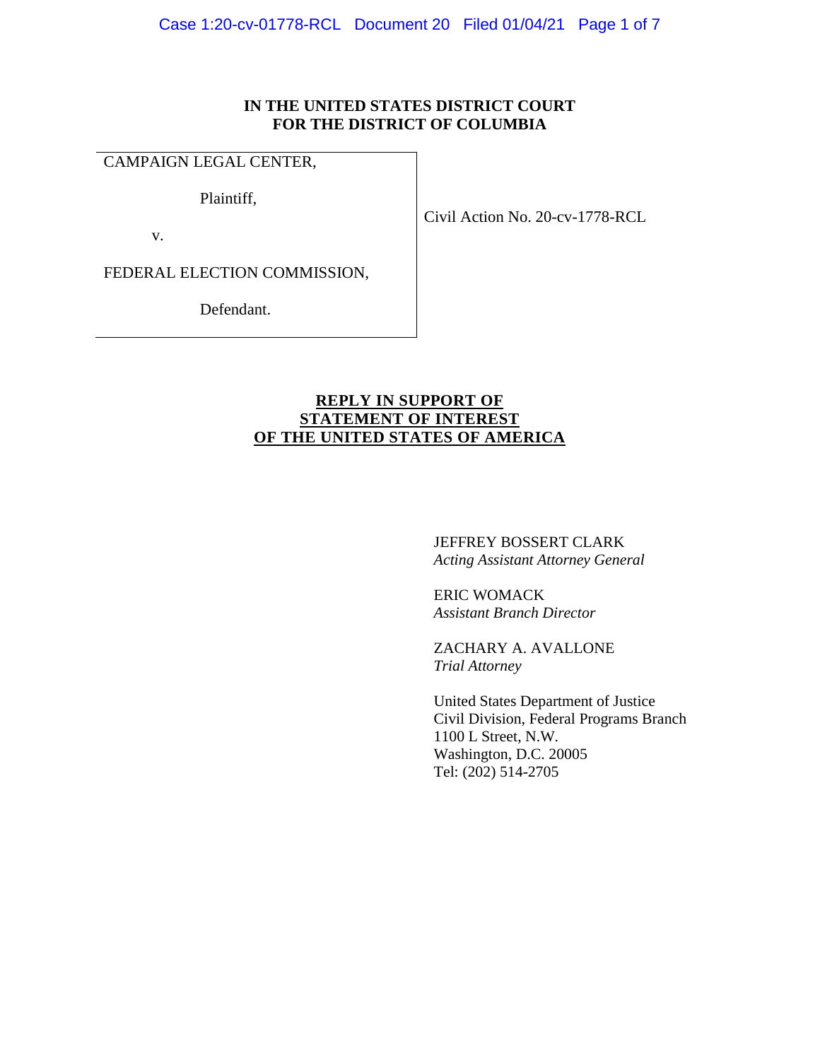**IN THE UNITED STATES DISTRICT COURT**
**FOR THE DISTRICT OF COLUMBIA**

| | |
|---|---|
| CAMPAIGN LEGAL CENTER,<br><br>Plaintiff,<br><br>v.<br><br>FEDERAL ELECTION COMMISSION,<br><br>Defendant. | Civil Action No. 20-cv-1778-RCL |

# **REPLY IN SUPPORT OF STATEMENT OF INTEREST OF THE UNITED STATES OF AMERICA**

JEFFREY BOSSERT CLARK
*Acting Assistant Attorney General*

ERIC WOMACK
*Assistant Branch Director*

ZACHARY A. AVALLONE
*Trial Attorney*

United States Department of Justice
Civil Division, Federal Programs Branch
1100 L Street, N.W.
Washington, D.C. 20005
Tel: (202) 514-2705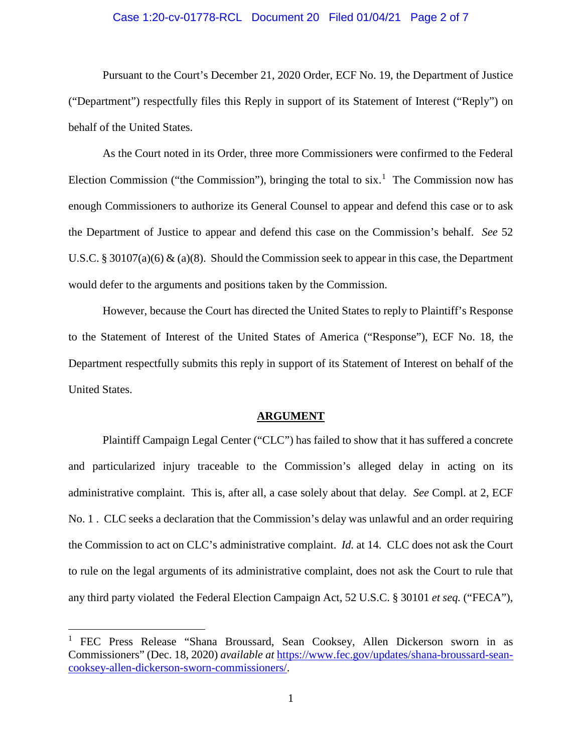Pursuant to the Court's December 21, 2020 Order, ECF No. 19, the Department of Justice ("Department") respectfully files this Reply in support of its Statement of Interest ("Reply") on behalf of the United States.

As the Court noted in its Order, three more Commissioners were confirmed to the Federal Election Commission ("the Commission"), bringing the total to six.[1] The Commission now has enough Commissioners to authorize its General Counsel to appear and defend this case or to ask the Department of Justice to appear and defend this case on the Commission's behalf. *See* 52 U.S.C. § 30107(a)(6) & (a)(8). Should the Commission seek to appear in this case, the Department would defer to the arguments and positions taken by the Commission.

However, because the Court has directed the United States to reply to Plaintiff's Response to the Statement of Interest of the United States of America ("Response"), ECF No. 18, the Department respectfully submits this reply in support of its Statement of Interest on behalf of the United States.

## ARGUMENT

Plaintiff Campaign Legal Center ("CLC") has failed to show that it has suffered a concrete and particularized injury traceable to the Commission's alleged delay in acting on its administrative complaint. This is, after all, a case solely about that delay. *See* Compl. at 2, ECF No. 1 . CLC seeks a declaration that the Commission's delay was unlawful and an order requiring the Commission to act on CLC's administrative complaint. *Id.* at 14. CLC does not ask the Court to rule on the legal arguments of its administrative complaint, does not ask the Court to rule that any third party violated the Federal Election Campaign Act, 52 U.S.C. § 30101 *et seq.* ("FECA"),

---

[1] FEC Press Release "Shana Broussard, Sean Cooksey, Allen Dickerson sworn in as Commissioners" (Dec. 18, 2020) *available at* [https://www.fec.gov/updates/shana-broussard-sean-cooksey-allen-dickerson-sworn-commissioners/](https://www.fec.gov/updates/shana-broussard-sean-cooksey-allen-dickerson-sworn-commissioners/).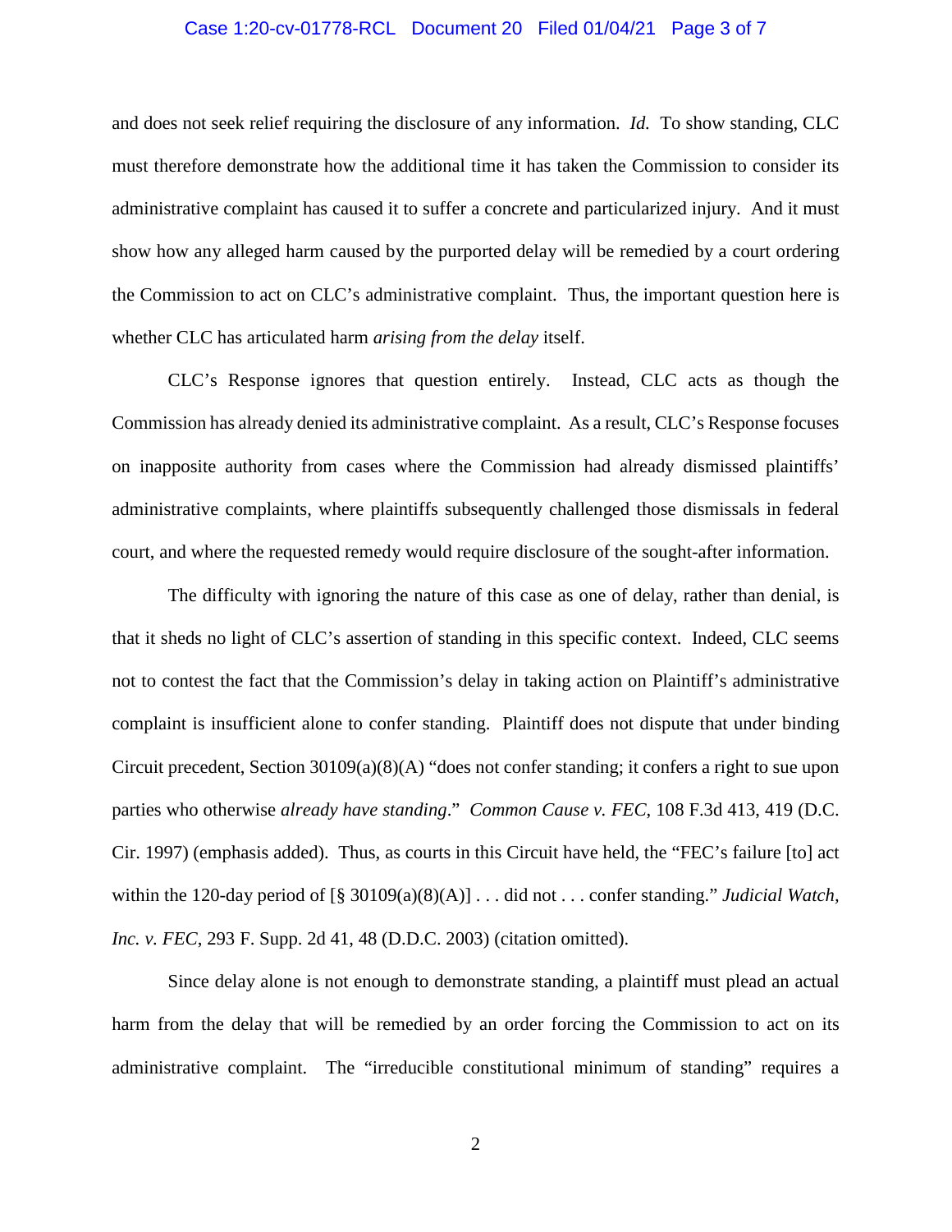and does not seek relief requiring the disclosure of any information. *Id.* To show standing, CLC must therefore demonstrate how the additional time it has taken the Commission to consider its administrative complaint has caused it to suffer a concrete and particularized injury. And it must show how any alleged harm caused by the purported delay will be remedied by a court ordering the Commission to act on CLC's administrative complaint. Thus, the important question here is whether CLC has articulated harm *arising from the delay* itself.

CLC's Response ignores that question entirely. Instead, CLC acts as though the Commission has already denied its administrative complaint. As a result, CLC's Response focuses on inapposite authority from cases where the Commission had already dismissed plaintiffs' administrative complaints, where plaintiffs subsequently challenged those dismissals in federal court, and where the requested remedy would require disclosure of the sought-after information.

The difficulty with ignoring the nature of this case as one of delay, rather than denial, is that it sheds no light of CLC's assertion of standing in this specific context. Indeed, CLC seems not to contest the fact that the Commission's delay in taking action on Plaintiff's administrative complaint is insufficient alone to confer standing. Plaintiff does not dispute that under binding Circuit precedent, Section 30109(a)(8)(A) "does not confer standing; it confers a right to sue upon parties who otherwise *already have standing*." *Common Cause v. FEC*, 108 F.3d 413, 419 (D.C. Cir. 1997) (emphasis added). Thus, as courts in this Circuit have held, the "FEC's failure [to] act within the 120-day period of [§ 30109(a)(8)(A)] . . . did not . . . confer standing." *Judicial Watch, Inc. v. FEC*, 293 F. Supp. 2d 41, 48 (D.D.C. 2003) (citation omitted).

Since delay alone is not enough to demonstrate standing, a plaintiff must plead an actual harm from the delay that will be remedied by an order forcing the Commission to act on its administrative complaint. The "irreducible constitutional minimum of standing" requires a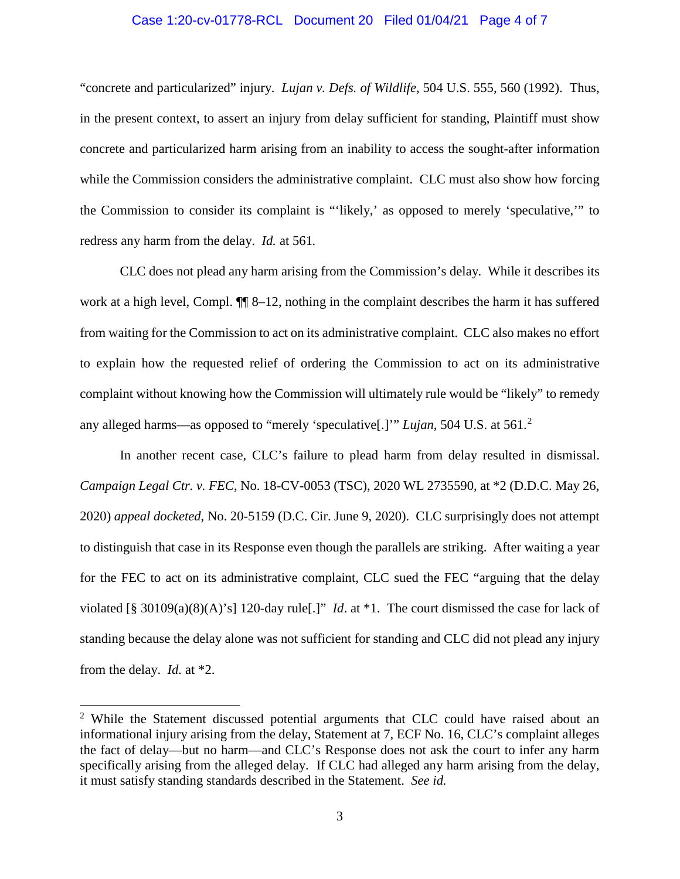"concrete and particularized" injury. *Lujan v. Defs. of Wildlife*, 504 U.S. 555, 560 (1992). Thus, in the present context, to assert an injury from delay sufficient for standing, Plaintiff must show concrete and particularized harm arising from an inability to access the sought-after information while the Commission considers the administrative complaint. CLC must also show how forcing the Commission to consider its complaint is "'likely,' as opposed to merely 'speculative,'" to redress any harm from the delay. *Id.* at 561.

CLC does not plead any harm arising from the Commission's delay. While it describes its work at a high level, Compl. ¶¶ 8–12, nothing in the complaint describes the harm it has suffered from waiting for the Commission to act on its administrative complaint. CLC also makes no effort to explain how the requested relief of ordering the Commission to act on its administrative complaint without knowing how the Commission will ultimately rule would be "likely" to remedy any alleged harms—as opposed to "merely 'speculative[.]'" *Lujan*, 504 U.S. at 561.[2]

In another recent case, CLC's failure to plead harm from delay resulted in dismissal. *Campaign Legal Ctr. v. FEC*, No. 18-CV-0053 (TSC), 2020 WL 2735590, at *2 (D.D.C. May 26, 2020) *appeal docketed*, No. 20-5159 (D.C. Cir. June 9, 2020). CLC surprisingly does not attempt to distinguish that case in its Response even though the parallels are striking. After waiting a year for the FEC to act on its administrative complaint, CLC sued the FEC "arguing that the delay violated [§ 30109(a)(8)(A)'s] 120-day rule[.]" *Id*. at *1. The court dismissed the case for lack of standing because the delay alone was not sufficient for standing and CLC did not plead any injury from the delay. *Id.* at *2.

---

[2] While the Statement discussed potential arguments that CLC could have raised about an informational injury arising from the delay, Statement at 7, ECF No. 16, CLC's complaint alleges the fact of delay—but no harm—and CLC's Response does not ask the court to infer any harm specifically arising from the alleged delay. If CLC had alleged any harm arising from the delay, it must satisfy standing standards described in the Statement. *See id.*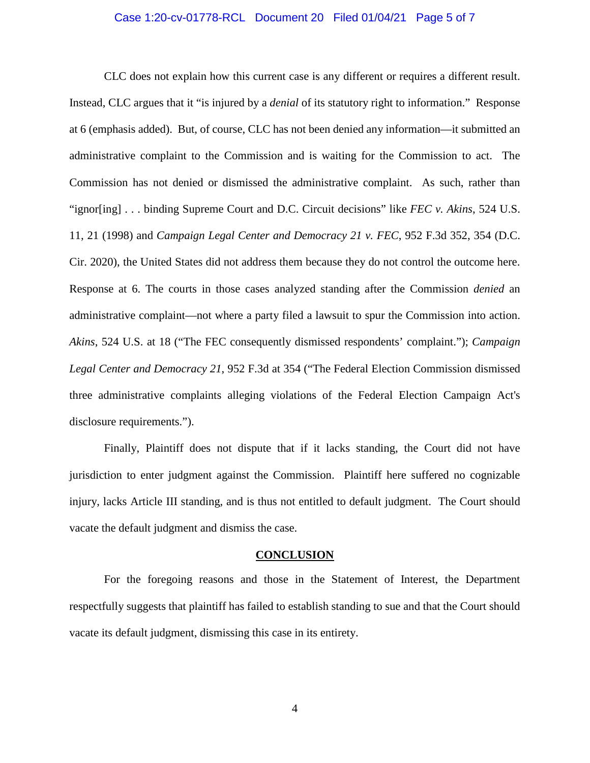CLC does not explain how this current case is any different or requires a different result. Instead, CLC argues that it "is injured by a *denial* of its statutory right to information." Response at 6 (emphasis added). But, of course, CLC has not been denied any information—it submitted an administrative complaint to the Commission and is waiting for the Commission to act. The Commission has not denied or dismissed the administrative complaint. As such, rather than "ignor[ing] . . . binding Supreme Court and D.C. Circuit decisions" like *FEC v. Akins*, 524 U.S. 11, 21 (1998) and *Campaign Legal Center and Democracy 21 v. FEC*, 952 F.3d 352, 354 (D.C. Cir. 2020), the United States did not address them because they do not control the outcome here. Response at 6. The courts in those cases analyzed standing after the Commission *denied* an administrative complaint—not where a party filed a lawsuit to spur the Commission into action. *Akins*, 524 U.S. at 18 ("The FEC consequently dismissed respondents' complaint."); *Campaign Legal Center and Democracy 21*, 952 F.3d at 354 ("The Federal Election Commission dismissed three administrative complaints alleging violations of the Federal Election Campaign Act's disclosure requirements.").

Finally, Plaintiff does not dispute that if it lacks standing, the Court did not have jurisdiction to enter judgment against the Commission. Plaintiff here suffered no cognizable injury, lacks Article III standing, and is thus not entitled to default judgment. The Court should vacate the default judgment and dismiss the case.

## CONCLUSION

For the foregoing reasons and those in the Statement of Interest, the Department respectfully suggests that plaintiff has failed to establish standing to sue and that the Court should vacate its default judgment, dismissing this case in its entirety.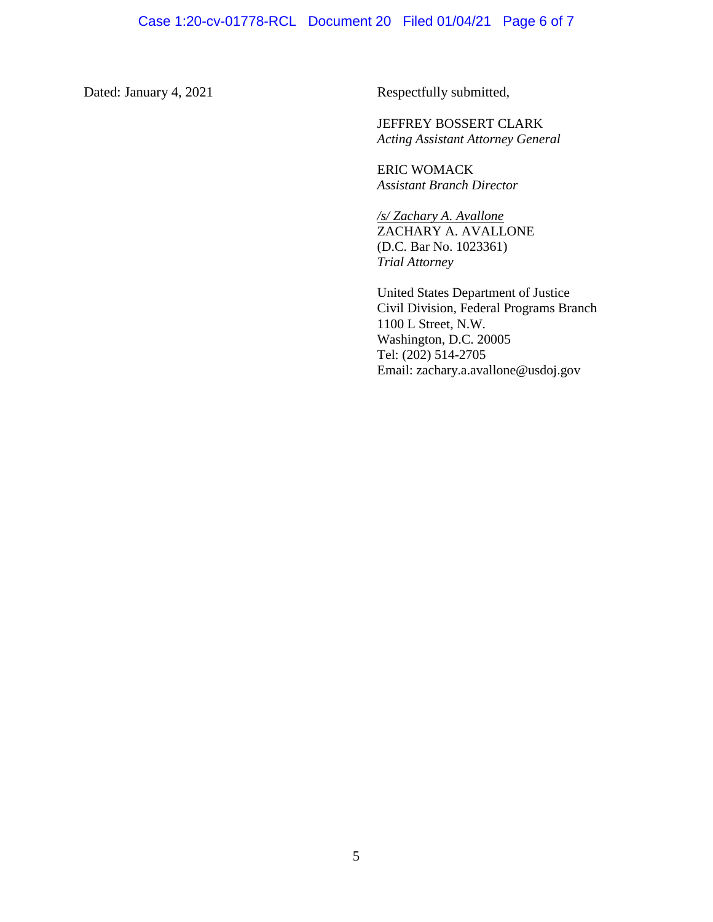Dated: January 4, 2021

Respectfully submitted,

JEFFREY BOSSERT CLARK
*Acting Assistant Attorney General*

ERIC WOMACK
*Assistant Branch Director*

*/s/ Zachary A. Avallone*
ZACHARY A. AVALLONE
(D.C. Bar No. 1023361)
*Trial Attorney*

United States Department of Justice
Civil Division, Federal Programs Branch
1100 L Street, N.W.
Washington, D.C. 20005
Tel: (202) 514-2705
Email: zachary.a.avallone@usdoj.gov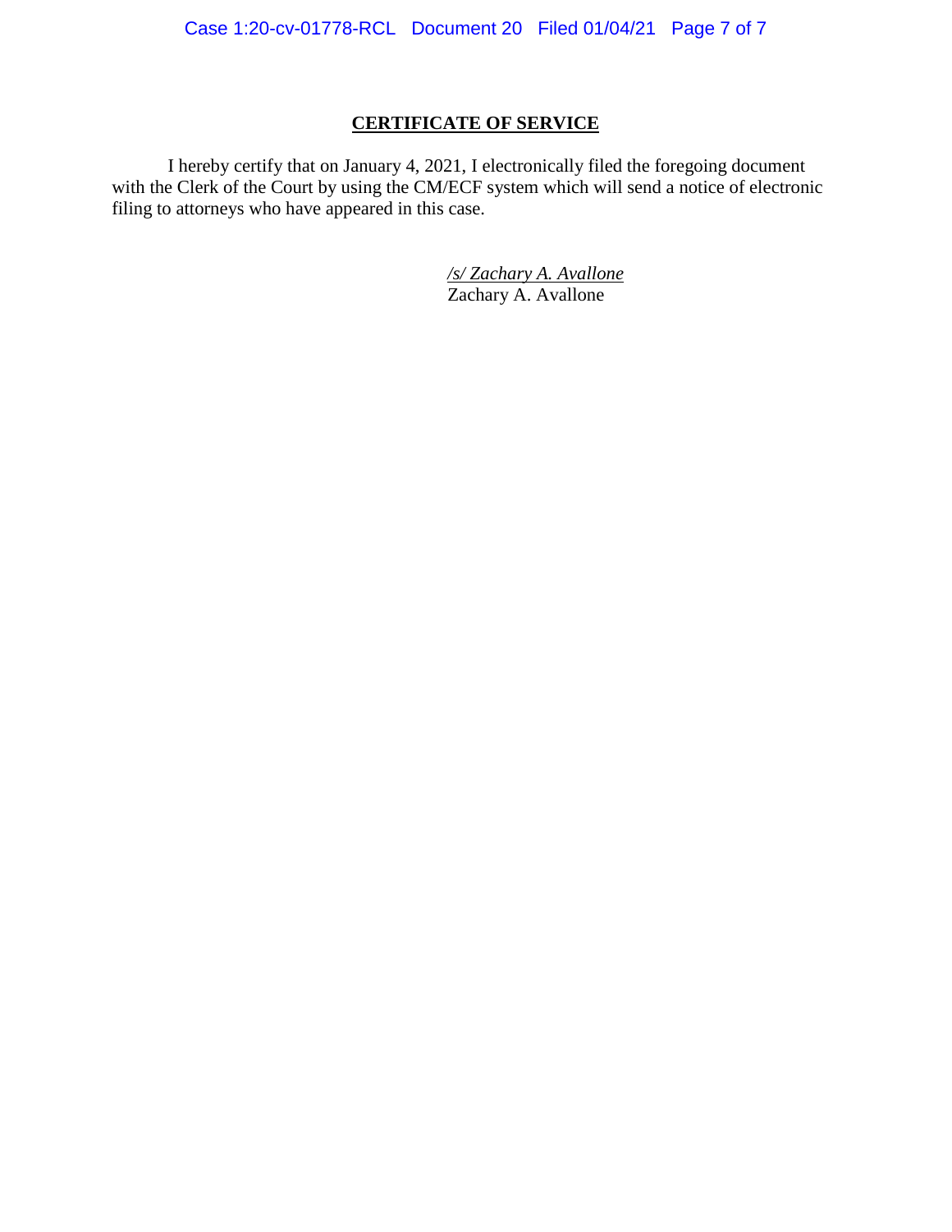## CERTIFICATE OF SERVICE

I hereby certify that on January 4, 2021, I electronically filed the foregoing document with the Clerk of the Court by using the CM/ECF system which will send a notice of electronic filing to attorneys who have appeared in this case.

*/s/ Zachary A. Avallone*
Zachary A. Avallone